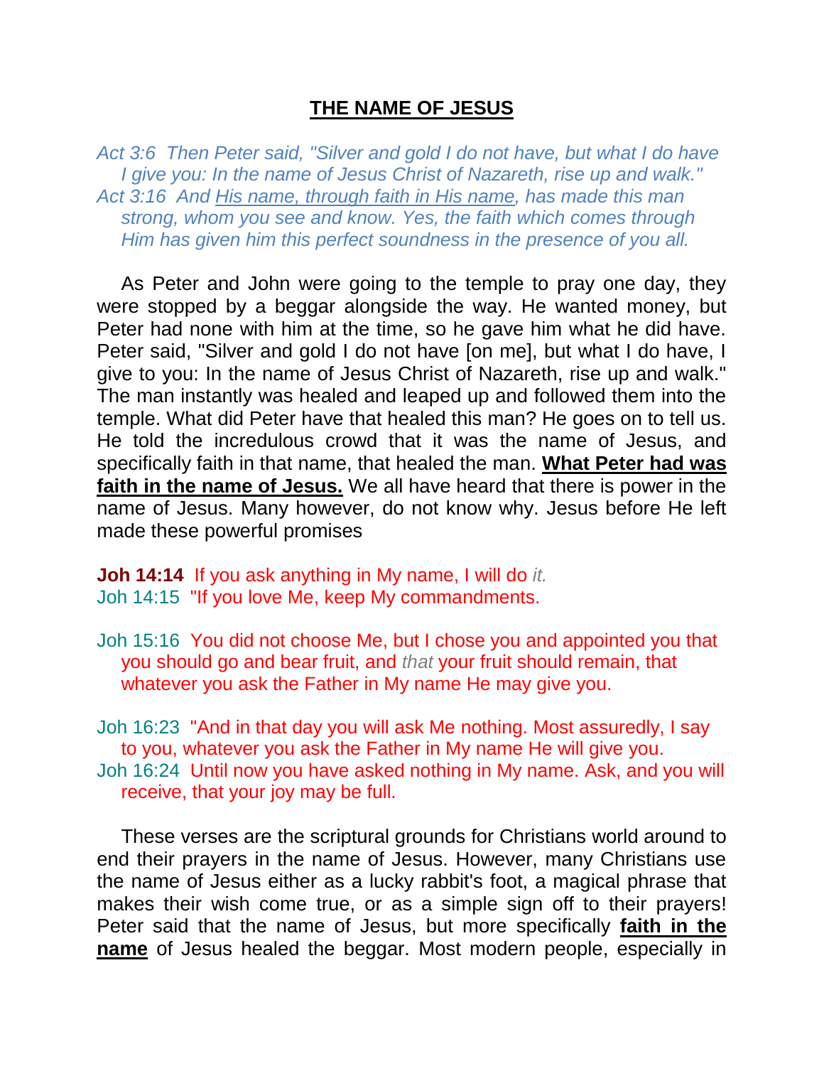# **THE NAME OF JESUS**

*Act 3:6 Then Peter said, "Silver and gold I do not have, but what I do have I give you: In the name of Jesus Christ of Nazareth, rise up and walk."*
*Act 3:16 And His name, through faith in His name, has made this man strong, whom you see and know. Yes, the faith which comes through Him has given him this perfect soundness in the presence of you all.*

As Peter and John were going to the temple to pray one day, they were stopped by a beggar alongside the way. He wanted money, but Peter had none with him at the time, so he gave him what he did have. Peter said, "Silver and gold I do not have [on me], but what I do have, I give to you: In the name of Jesus Christ of Nazareth, rise up and walk." The man instantly was healed and leaped up and followed them into the temple. What did Peter have that healed this man? He goes on to tell us. He told the incredulous crowd that it was the name of Jesus, and specifically faith in that name, that healed the man. **What Peter had was faith in the name of Jesus.** We all have heard that there is power in the name of Jesus. Many however, do not know why. Jesus before He left made these powerful promises

**Joh 14:14** If you ask anything in My name, I will do *it.*
Joh 14:15 "If you love Me, keep My commandments.

Joh 15:16 You did not choose Me, but I chose you and appointed you that you should go and bear fruit, and *that* your fruit should remain, that whatever you ask the Father in My name He may give you.

Joh 16:23 "And in that day you will ask Me nothing. Most assuredly, I say to you, whatever you ask the Father in My name He will give you.
Joh 16:24 Until now you have asked nothing in My name. Ask, and you will receive, that your joy may be full.

These verses are the scriptural grounds for Christians world around to end their prayers in the name of Jesus. However, many Christians use the name of Jesus either as a lucky rabbit's foot, a magical phrase that makes their wish come true, or as a simple sign off to their prayers! Peter said that the name of Jesus, but more specifically **faith in the name** of Jesus healed the beggar. Most modern people, especially in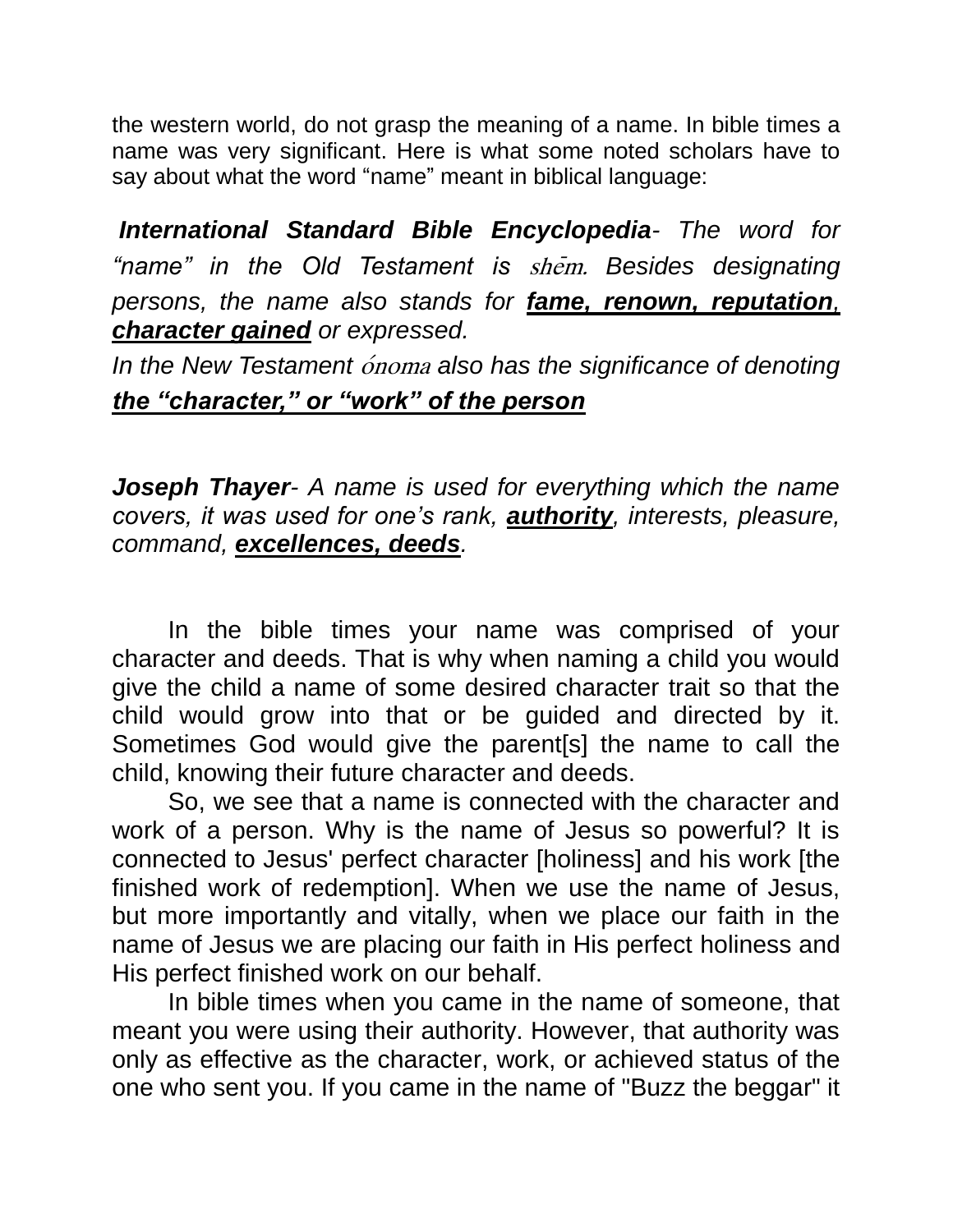the western world, do not grasp the meaning of a name. In bible times a name was very significant. Here is what some noted scholars have to say about what the word “name” meant in biblical language:

***International Standard Bible Encyclopedia**- The word for “name” in the Old Testament is shēm. Besides designating persons, the name also stands for **fame, renown, reputation, character gained** or expressed.*

*In the New Testament ónoma also has the significance of denoting **the “character,” or “work” of the person***

***Joseph Thayer**- A name is used for everything which the name covers, it was used for one’s rank, **authority**, interests, pleasure, command, **excellences, deeds**.*

In the bible times your name was comprised of your character and deeds. That is why when naming a child you would give the child a name of some desired character trait so that the child would grow into that or be guided and directed by it. Sometimes God would give the parent[s] the name to call the child, knowing their future character and deeds.

So, we see that a name is connected with the character and work of a person. Why is the name of Jesus so powerful? It is connected to Jesus' perfect character [holiness] and his work [the finished work of redemption]. When we use the name of Jesus, but more importantly and vitally, when we place our faith in the name of Jesus we are placing our faith in His perfect holiness and His perfect finished work on our behalf.

In bible times when you came in the name of someone, that meant you were using their authority. However, that authority was only as effective as the character, work, or achieved status of the one who sent you. If you came in the name of "Buzz the beggar" it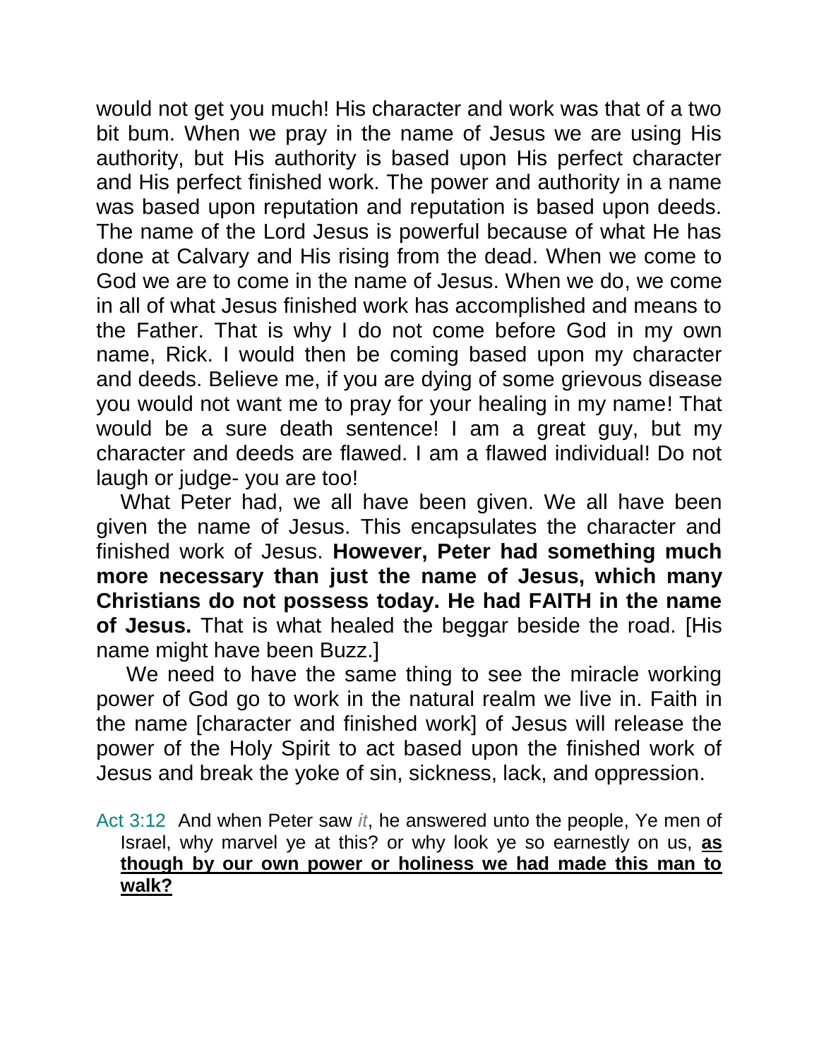would not get you much! His character and work was that of a two bit bum. When we pray in the name of Jesus we are using His authority, but His authority is based upon His perfect character and His perfect finished work. The power and authority in a name was based upon reputation and reputation is based upon deeds. The name of the Lord Jesus is powerful because of what He has done at Calvary and His rising from the dead. When we come to God we are to come in the name of Jesus. When we do, we come in all of what Jesus finished work has accomplished and means to the Father. That is why I do not come before God in my own name, Rick. I would then be coming based upon my character and deeds. Believe me, if you are dying of some grievous disease you would not want me to pray for your healing in my name! That would be a sure death sentence! I am a great guy, but my character and deeds are flawed. I am a flawed individual! Do not laugh or judge- you are too!

What Peter had, we all have been given. We all have been given the name of Jesus. This encapsulates the character and finished work of Jesus. **However, Peter had something much more necessary than just the name of Jesus, which many Christians do not possess today. He had FAITH in the name of Jesus.** That is what healed the beggar beside the road. [His name might have been Buzz.]

We need to have the same thing to see the miracle working power of God go to work in the natural realm we live in. Faith in the name [character and finished work] of Jesus will release the power of the Holy Spirit to act based upon the finished work of Jesus and break the yoke of sin, sickness, lack, and oppression.

Act 3:12 And when Peter saw *it*, he answered unto the people, Ye men of Israel, why marvel ye at this? or why look ye so earnestly on us, **as though by our own power or holiness we had made this man to walk?**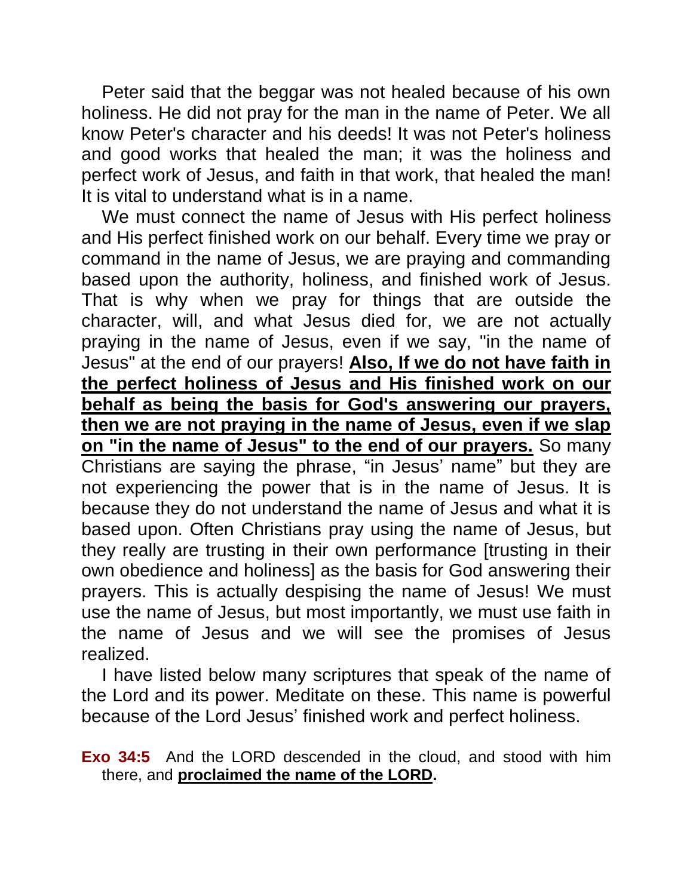Peter said that the beggar was not healed because of his own holiness. He did not pray for the man in the name of Peter. We all know Peter's character and his deeds! It was not Peter's holiness and good works that healed the man; it was the holiness and perfect work of Jesus, and faith in that work, that healed the man! It is vital to understand what is in a name.

We must connect the name of Jesus with His perfect holiness and His perfect finished work on our behalf. Every time we pray or command in the name of Jesus, we are praying and commanding based upon the authority, holiness, and finished work of Jesus. That is why when we pray for things that are outside the character, will, and what Jesus died for, we are not actually praying in the name of Jesus, even if we say, "in the name of Jesus" at the end of our prayers! **<u>Also, If we do not have faith in the perfect holiness of Jesus and His finished work on our behalf as being the basis for God's answering our prayers, then we are not praying in the name of Jesus, even if we slap on "in the name of Jesus" to the end of our prayers.</u>** So many Christians are saying the phrase, “in Jesus’ name” but they are not experiencing the power that is in the name of Jesus. It is because they do not understand the name of Jesus and what it is based upon. Often Christians pray using the name of Jesus, but they really are trusting in their own performance [trusting in their own obedience and holiness] as the basis for God answering their prayers. This is actually despising the name of Jesus! We must use the name of Jesus, but most importantly, we must use faith in the name of Jesus and we will see the promises of Jesus realized.

I have listed below many scriptures that speak of the name of the Lord and its power. Meditate on these. This name is powerful because of the Lord Jesus’ finished work and perfect holiness.

**Exo 34:5** And the LORD descended in the cloud, and stood with him there, and **<u>proclaimed the name of the LORD</u>.**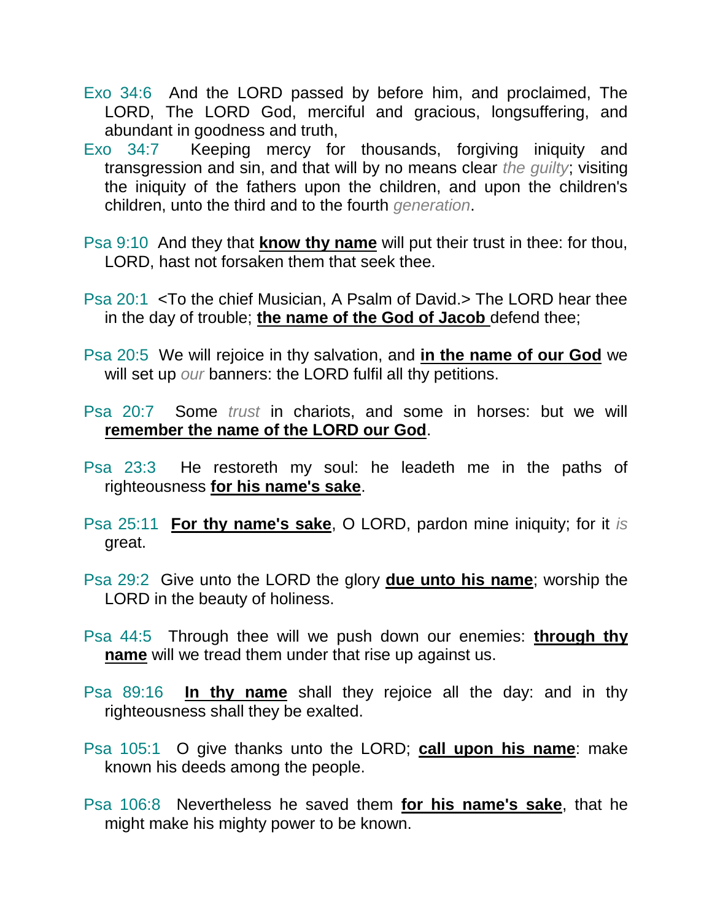Exo 34:6 And the LORD passed by before him, and proclaimed, The LORD, The LORD God, merciful and gracious, longsuffering, and abundant in goodness and truth,

Exo 34:7 Keeping mercy for thousands, forgiving iniquity and transgression and sin, and that will by no means clear *the guilty*; visiting the iniquity of the fathers upon the children, and upon the children's children, unto the third and to the fourth *generation*.

Psa 9:10 And they that **know thy name** will put their trust in thee: for thou, LORD, hast not forsaken them that seek thee.

Psa 20:1 <To the chief Musician, A Psalm of David.> The LORD hear thee in the day of trouble; **the name of the God of Jacob** defend thee;

Psa 20:5 We will rejoice in thy salvation, and **in the name of our God** we will set up *our* banners: the LORD fulfil all thy petitions.

Psa 20:7 Some *trust* in chariots, and some in horses: but we will **remember the name of the LORD our God**.

Psa 23:3 He restoreth my soul: he leadeth me in the paths of righteousness **for his name's sake**.

Psa 25:11 **For thy name's sake**, O LORD, pardon mine iniquity; for it *is* great.

Psa 29:2 Give unto the LORD the glory **due unto his name**; worship the LORD in the beauty of holiness.

Psa 44:5 Through thee will we push down our enemies: **through thy name** will we tread them under that rise up against us.

Psa 89:16 **In thy name** shall they rejoice all the day: and in thy righteousness shall they be exalted.

Psa 105:1 O give thanks unto the LORD; **call upon his name**: make known his deeds among the people.

Psa 106:8 Nevertheless he saved them **for his name's sake**, that he might make his mighty power to be known.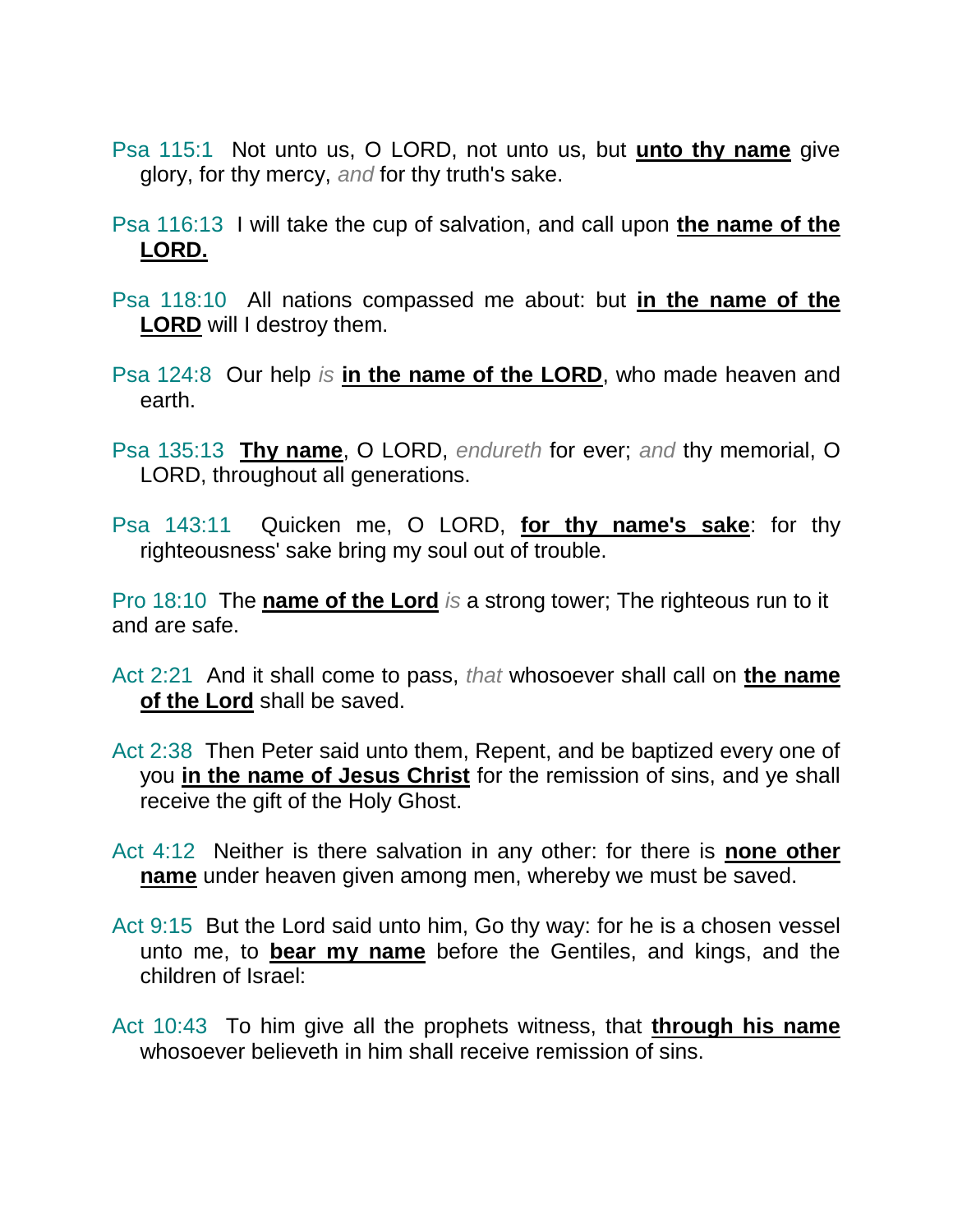Psa 115:1  Not unto us, O LORD, not unto us, but **<u>unto thy name</u>** give glory, for thy mercy, *and* for thy truth's sake.

Psa 116:13  I will take the cup of salvation, and call upon **<u>the name of the LORD.</u>**

Psa 118:10  All nations compassed me about: but **<u>in the name of the LORD</u>** will I destroy them.

Psa 124:8  Our help *is* **<u>in the name of the LORD</u>**, who made heaven and earth.

Psa 135:13  **<u>Thy name</u>**, O LORD, *endureth* for ever; *and* thy memorial, O LORD, throughout all generations.

Psa 143:11  Quicken me, O LORD, **<u>for thy name's sake</u>**: for thy righteousness' sake bring my soul out of trouble.

Pro 18:10  The **<u>name of the Lord</u>** *is* a strong tower; The righteous run to it and are safe.

Act 2:21  And it shall come to pass, *that* whosoever shall call on **<u>the name of the Lord</u>** shall be saved.

Act 2:38  Then Peter said unto them, Repent, and be baptized every one of you **<u>in the name of Jesus Christ</u>** for the remission of sins, and ye shall receive the gift of the Holy Ghost.

Act 4:12  Neither is there salvation in any other: for there is **<u>none other name</u>** under heaven given among men, whereby we must be saved.

Act 9:15  But the Lord said unto him, Go thy way: for he is a chosen vessel unto me, to **<u>bear my name</u>** before the Gentiles, and kings, and the children of Israel:

Act 10:43  To him give all the prophets witness, that **<u>through his name</u>** whosoever believeth in him shall receive remission of sins.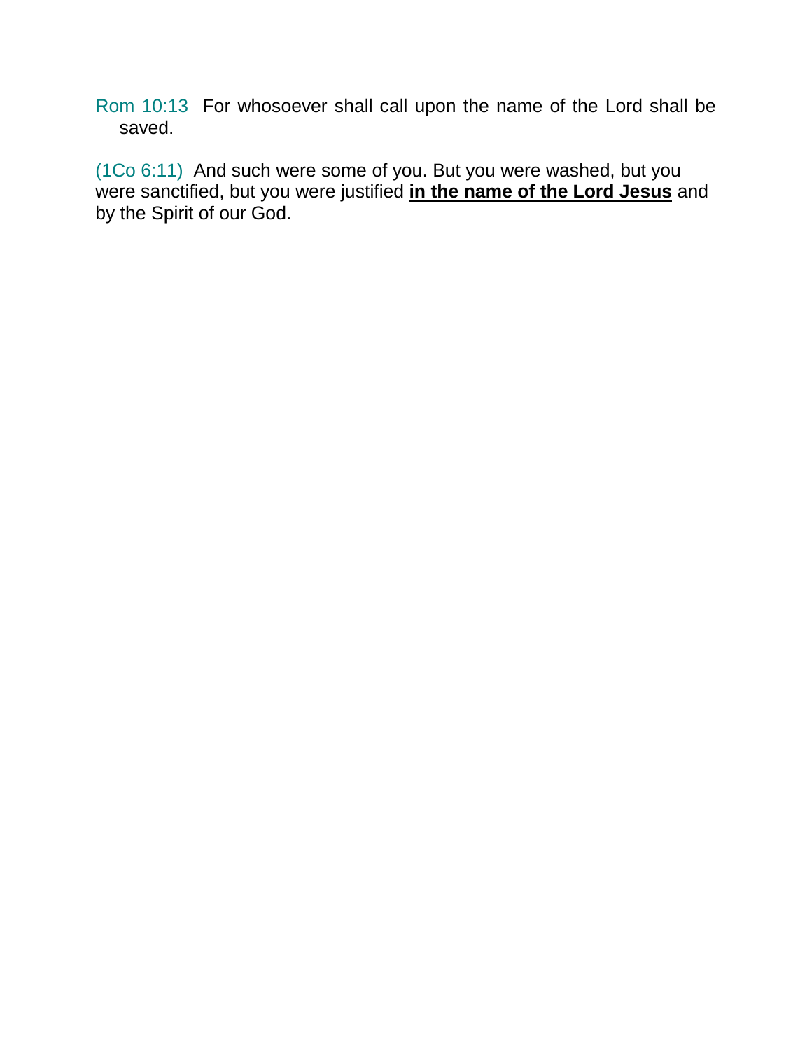Rom 10:13 For whosoever shall call upon the name of the Lord shall be saved.

(1Co 6:11) And such were some of you. But you were washed, but you were sanctified, but you were justified **in the name of the Lord Jesus** and by the Spirit of our God.